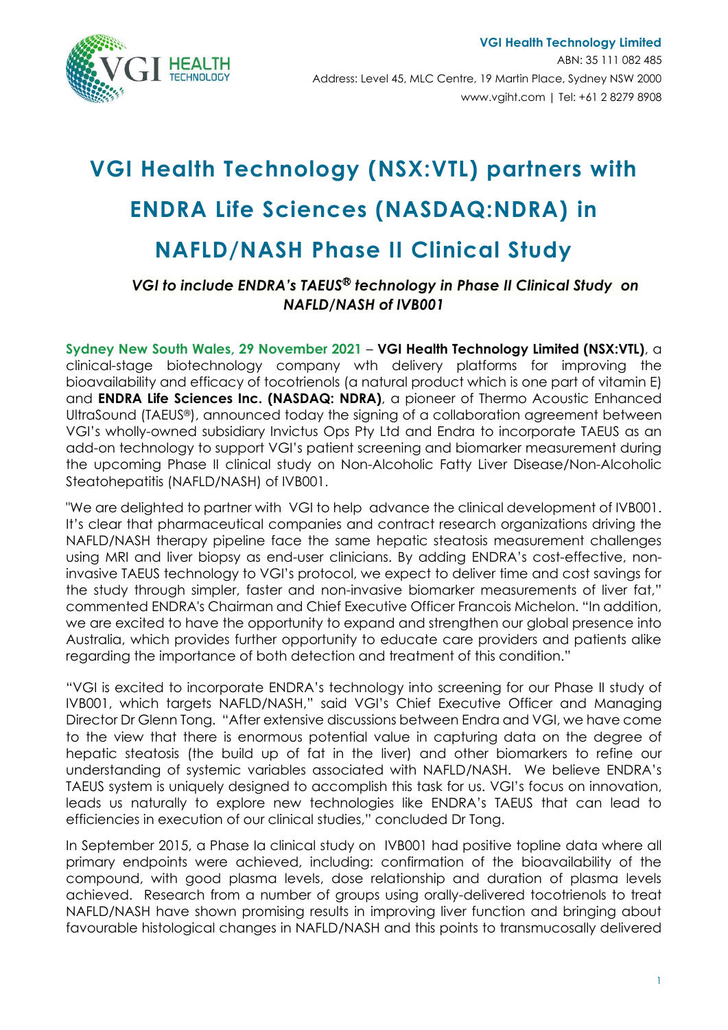**VGI Health Technology Limited**
ABN: 35 111 082 485
Address: Level 45, MLC Centre, 19 Martin Place, Sydney NSW 2000
www.vgiht.com | Tel: +61 2 8279 8908

# VGI Health Technology (NSX:VTL) partners with ENDRA Life Sciences (NASDAQ:NDRA) in NAFLD/NASH Phase II Clinical Study

***VGI to include ENDRA's TAEUS® technology in Phase II Clinical Study on NAFLD/NASH of IVB001***

**Sydney New South Wales, 29 November 2021** – **VGI Health Technology Limited (NSX:VTL)**, a clinical-stage biotechnology company wth delivery platforms for improving the bioavailability and efficacy of tocotrienols (a natural product which is one part of vitamin E) and **ENDRA Life Sciences Inc. (NASDAQ: NDRA)**, a pioneer of Thermo Acoustic Enhanced UltraSound (TAEUS®), announced today the signing of a collaboration agreement between VGI's wholly-owned subsidiary Invictus Ops Pty Ltd and Endra to incorporate TAEUS as an add-on technology to support VGI's patient screening and biomarker measurement during the upcoming Phase II clinical study on Non-Alcoholic Fatty Liver Disease/Non-Alcoholic Steatohepatitis (NAFLD/NASH) of IVB001.

"We are delighted to partner with VGI to help advance the clinical development of IVB001. It's clear that pharmaceutical companies and contract research organizations driving the NAFLD/NASH therapy pipeline face the same hepatic steatosis measurement challenges using MRI and liver biopsy as end-user clinicians. By adding ENDRA's cost-effective, non-invasive TAEUS technology to VGI's protocol, we expect to deliver time and cost savings for the study through simpler, faster and non-invasive biomarker measurements of liver fat," commented ENDRA's Chairman and Chief Executive Officer Francois Michelon. "In addition, we are excited to have the opportunity to expand and strengthen our global presence into Australia, which provides further opportunity to educate care providers and patients alike regarding the importance of both detection and treatment of this condition."

"VGI is excited to incorporate ENDRA's technology into screening for our Phase II study of IVB001, which targets NAFLD/NASH," said VGI's Chief Executive Officer and Managing Director Dr Glenn Tong. "After extensive discussions between Endra and VGI, we have come to the view that there is enormous potential value in capturing data on the degree of hepatic steatosis (the build up of fat in the liver) and other biomarkers to refine our understanding of systemic variables associated with NAFLD/NASH. We believe ENDRA's TAEUS system is uniquely designed to accomplish this task for us. VGI's focus on innovation, leads us naturally to explore new technologies like ENDRA's TAEUS that can lead to efficiencies in execution of our clinical studies," concluded Dr Tong.

In September 2015, a Phase Ia clinical study on IVB001 had positive topline data where all primary endpoints were achieved, including: confirmation of the bioavailability of the compound, with good plasma levels, dose relationship and duration of plasma levels achieved. Research from a number of groups using orally-delivered tocotrienols to treat NAFLD/NASH have shown promising results in improving liver function and bringing about favourable histological changes in NAFLD/NASH and this points to transmucosally delivered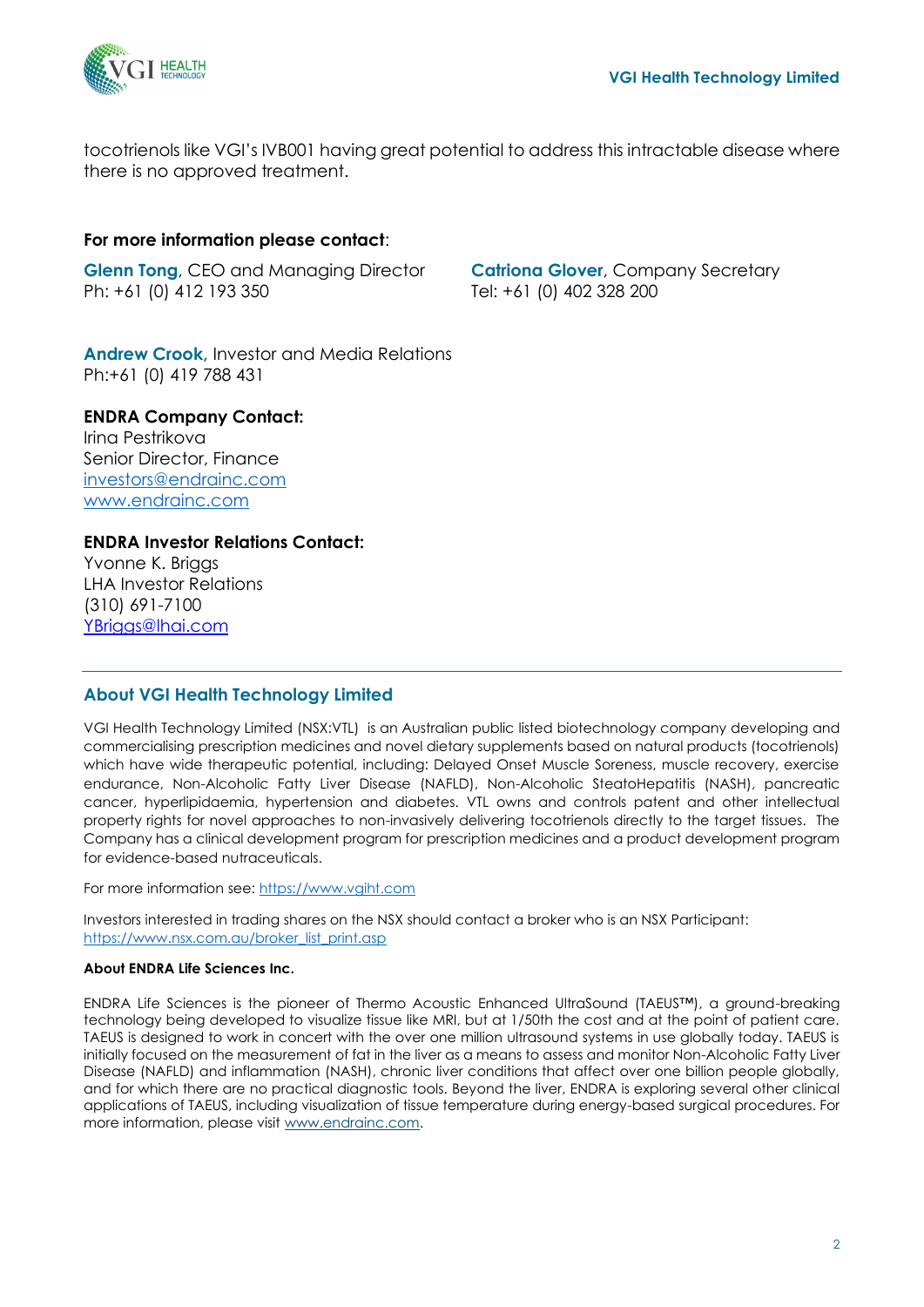tocotrienols like VGI's IVB001 having great potential to address this intractable disease where there is no approved treatment.

**For more information please contact**:

**Glenn Tong**, CEO and Managing Director
Ph: +61 (0) 412 193 350

**Catriona Glover**, Company Secretary
Tel: +61 (0) 402 328 200

**Andrew Crook,** Investor and Media Relations
Ph:+61 (0) 419 788 431

**ENDRA Company Contact:**
Irina Pestrikova
Senior Director, Finance
investors@endrainc.com
www.endrainc.com

**ENDRA Investor Relations Contact:**
Yvonne K. Briggs
LHA Investor Relations
(310) 691-7100
YBriggs@lhai.com

## About VGI Health Technology Limited

VGI Health Technology Limited (NSX:VTL) is an Australian public listed biotechnology company developing and commercialising prescription medicines and novel dietary supplements based on natural products (tocotrienols) which have wide therapeutic potential, including: Delayed Onset Muscle Soreness, muscle recovery, exercise endurance, Non-Alcoholic Fatty Liver Disease (NAFLD), Non-Alcoholic SteatoHepatitis (NASH), pancreatic cancer, hyperlipidaemia, hypertension and diabetes. VTL owns and controls patent and other intellectual property rights for novel approaches to non-invasively delivering tocotrienols directly to the target tissues. The Company has a clinical development program for prescription medicines and a product development program for evidence-based nutraceuticals.

For more information see: https://www.vgiht.com

Investors interested in trading shares on the NSX should contact a broker who is an NSX Participant: https://www.nsx.com.au/broker_list_print.asp

**About ENDRA Life Sciences Inc.**

ENDRA Life Sciences is the pioneer of Thermo Acoustic Enhanced UltraSound (TAEUS™), a ground-breaking technology being developed to visualize tissue like MRI, but at 1/50th the cost and at the point of patient care. TAEUS is designed to work in concert with the over one million ultrasound systems in use globally today. TAEUS is initially focused on the measurement of fat in the liver as a means to assess and monitor Non-Alcoholic Fatty Liver Disease (NAFLD) and inflammation (NASH), chronic liver conditions that affect over one billion people globally, and for which there are no practical diagnostic tools. Beyond the liver, ENDRA is exploring several other clinical applications of TAEUS, including visualization of tissue temperature during energy-based surgical procedures. For more information, please visit www.endrainc.com.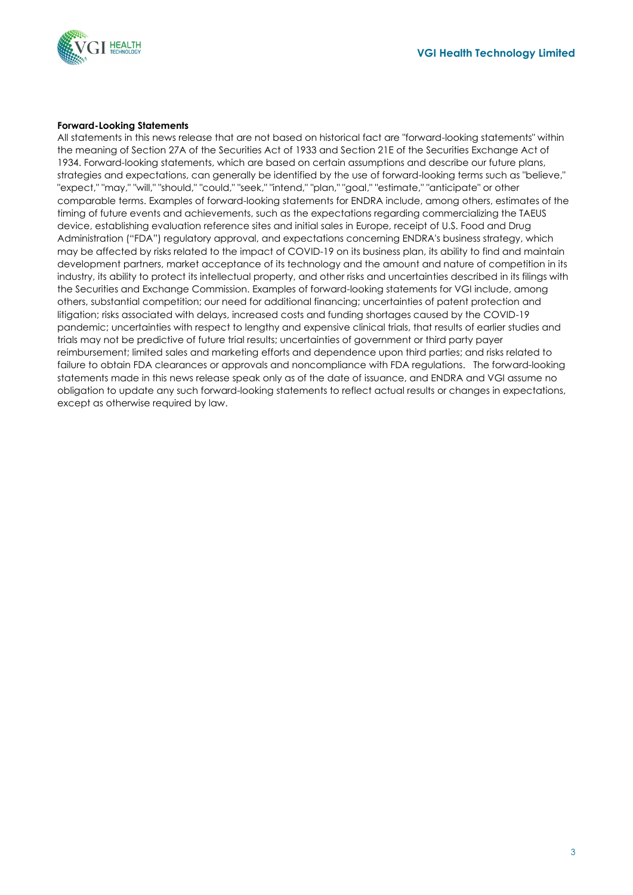**Forward-Looking Statements**

All statements in this news release that are not based on historical fact are "forward-looking statements" within the meaning of Section 27A of the Securities Act of 1933 and Section 21E of the Securities Exchange Act of 1934. Forward-looking statements, which are based on certain assumptions and describe our future plans, strategies and expectations, can generally be identified by the use of forward-looking terms such as "believe," "expect," "may," "will," "should," "could," "seek," "intend," "plan," "goal," "estimate," "anticipate" or other comparable terms. Examples of forward-looking statements for ENDRA include, among others, estimates of the timing of future events and achievements, such as the expectations regarding commercializing the TAEUS device, establishing evaluation reference sites and initial sales in Europe, receipt of U.S. Food and Drug Administration ("FDA") regulatory approval, and expectations concerning ENDRA's business strategy, which may be affected by risks related to the impact of COVID-19 on its business plan, its ability to find and maintain development partners, market acceptance of its technology and the amount and nature of competition in its industry, its ability to protect its intellectual property, and other risks and uncertainties described in its filings with the Securities and Exchange Commission. Examples of forward-looking statements for VGI include, among others, substantial competition; our need for additional financing; uncertainties of patent protection and litigation; risks associated with delays, increased costs and funding shortages caused by the COVID-19 pandemic; uncertainties with respect to lengthy and expensive clinical trials, that results of earlier studies and trials may not be predictive of future trial results; uncertainties of government or third party payer reimbursement; limited sales and marketing efforts and dependence upon third parties; and risks related to failure to obtain FDA clearances or approvals and noncompliance with FDA regulations. The forward-looking statements made in this news release speak only as of the date of issuance, and ENDRA and VGI assume no obligation to update any such forward-looking statements to reflect actual results or changes in expectations, except as otherwise required by law.